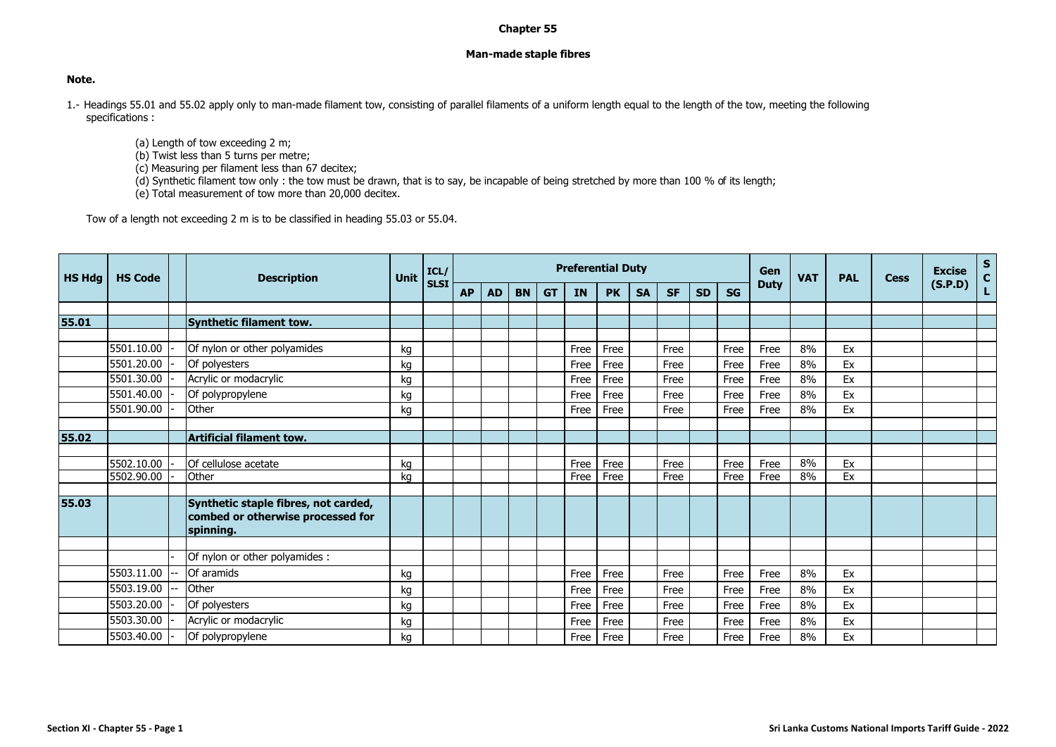# Chapter 55

## Man-made staple fibres

**Note.**

1.- Headings 55.01 and 55.02 apply only to man-made filament tow, consisting of parallel filaments of a uniform length equal to the length of the tow, meeting the following specifications :

(a) Length of tow exceeding 2 m;
(b) Twist less than 5 turns per metre;
(c) Measuring per filament less than 67 decitex;
(d) Synthetic filament tow only : the tow must be drawn, that is to say, be incapable of being stretched by more than 100 % of its length;
(e) Total measurement of tow more than 20,000 decitex.

Tow of a length not exceeding 2 m is to be classified in heading 55.03 or 55.04.

| HS Hdg | HS Code | | Description | Unit | ICL/ SLSI | Preferential Duty | | | | | | | | | | Gen Duty | VAT | PAL | Cess | Excise (S.P.D) | SCL |
|---|---|---|---|---|---|---|---|---|---|---|---|---|---|---|---|---|---|---|---|---|---|
| | | | | | | AP | AD | BN | GT | IN | PK | SA | SF | SD | SG | | | | | | |
| **55.01** | | | **Synthetic filament tow.** | | | | | | | | | | | | | | | | | | |
| | 5501.10.00 | - | Of nylon or other polyamides | kg | | | | | | Free | Free | | Free | | Free | Free | 8% | Ex | | | |
| | 5501.20.00 | - | Of polyesters | kg | | | | | | Free | Free | | Free | | Free | Free | 8% | Ex | | | |
| | 5501.30.00 | - | Acrylic or modacrylic | kg | | | | | | Free | Free | | Free | | Free | Free | 8% | Ex | | | |
| | 5501.40.00 | - | Of polypropylene | kg | | | | | | Free | Free | | Free | | Free | Free | 8% | Ex | | | |
| | 5501.90.00 | - | Other | kg | | | | | | Free | Free | | Free | | Free | Free | 8% | Ex | | | |
| **55.02** | | | **Artificial filament tow.** | | | | | | | | | | | | | | | | | | |
| | 5502.10.00 | - | Of cellulose acetate | kg | | | | | | Free | Free | | Free | | Free | Free | 8% | Ex | | | |
| | 5502.90.00 | - | Other | kg | | | | | | Free | Free | | Free | | Free | Free | 8% | Ex | | | |
| **55.03** | | | **Synthetic staple fibres, not carded, combed or otherwise processed for spinning.** | | | | | | | | | | | | | | | | | | |
| | | - | Of nylon or other polyamides : | | | | | | | | | | | | | | | | | | |
| | 5503.11.00 | -- | Of aramids | kg | | | | | | Free | Free | | Free | | Free | Free | 8% | Ex | | | |
| | 5503.19.00 | -- | Other | kg | | | | | | Free | Free | | Free | | Free | Free | 8% | Ex | | | |
| | 5503.20.00 | - | Of polyesters | kg | | | | | | Free | Free | | Free | | Free | Free | 8% | Ex | | | |
| | 5503.30.00 | - | Acrylic or modacrylic | kg | | | | | | Free | Free | | Free | | Free | Free | 8% | Ex | | | |
| | 5503.40.00 | - | Of polypropylene | kg | | | | | | Free | Free | | Free | | Free | Free | 8% | Ex | | | |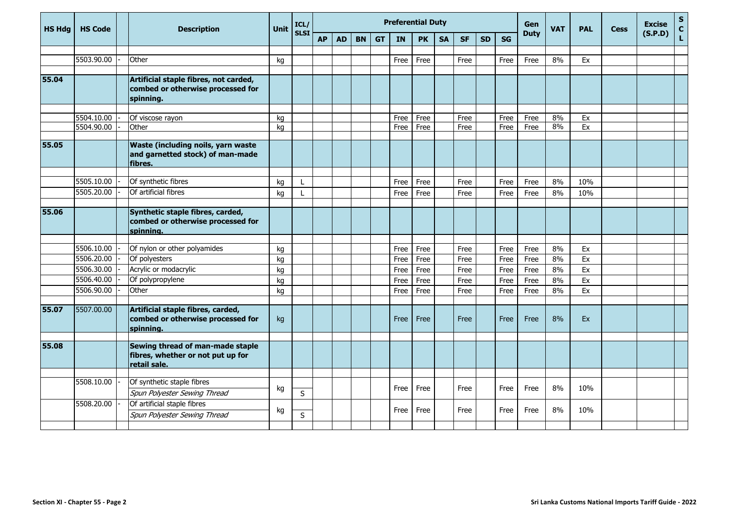| HS Hdg | HS Code | | Description | Unit | ICL/ SLSI | Preferential Duty | | | | | | | | | | Gen Duty | VAT | PAL | Cess | Excise (S.P.D) | SCL |
|---|---|---|---|---|---|---|---|---|---|---|---|---|---|---|---|---|---|---|---|---|---|
| | | | | | | AP | AD | BN | GT | IN | PK | SA | SF | SD | SG | | | | | | |
| | 5503.90.00 | - | Other | kg | | | | | | Free | Free | | Free | | Free | Free | 8% | Ex | | | |
| **55.04** | | | **Artificial staple fibres, not carded, combed or otherwise processed for spinning.** | | | | | | | | | | | | | | | | | | |
| | 5504.10.00 | - | Of viscose rayon | kg | | | | | | Free | Free | | Free | | Free | Free | 8% | Ex | | | |
| | 5504.90.00 | - | Other | kg | | | | | | Free | Free | | Free | | Free | Free | 8% | Ex | | | |
| **55.05** | | | **Waste (including noils, yarn waste and garnetted stock) of man-made fibres.** | | | | | | | | | | | | | | | | | | |
| | 5505.10.00 | - | Of synthetic fibres | kg | L | | | | | Free | Free | | Free | | Free | Free | 8% | 10% | | | |
| | 5505.20.00 | - | Of artificial fibres | kg | L | | | | | Free | Free | | Free | | Free | Free | 8% | 10% | | | |
| **55.06** | | | **Synthetic staple fibres, carded, combed or otherwise processed for spinning.** | | | | | | | | | | | | | | | | | | |
| | 5506.10.00 | - | Of nylon or other polyamides | kg | | | | | | Free | Free | | Free | | Free | Free | 8% | Ex | | | |
| | 5506.20.00 | - | Of polyesters | kg | | | | | | Free | Free | | Free | | Free | Free | 8% | Ex | | | |
| | 5506.30.00 | - | Acrylic or modacrylic | kg | | | | | | Free | Free | | Free | | Free | Free | 8% | Ex | | | |
| | 5506.40.00 | - | Of polypropylene | kg | | | | | | Free | Free | | Free | | Free | Free | 8% | Ex | | | |
| | 5506.90.00 | - | Other | kg | | | | | | Free | Free | | Free | | Free | Free | 8% | Ex | | | |
| **55.07** | 5507.00.00 | | **Artificial staple fibres, carded, combed or otherwise processed for spinning.** | kg | | | | | | Free | Free | | Free | | Free | Free | 8% | Ex | | | |
| **55.08** | | | **Sewing thread of man-made staple fibres, whether or not put up for retail sale.** | | | | | | | | | | | | | | | | | | |
| | 5508.10.00 | - | Of synthetic staple fibres | kg | | | | | | Free | Free | | Free | | Free | Free | 8% | 10% | | | |
| | | | *Spun Polyester Sewing Thread* | | S | | | | | | | | | | | | | | | | |
| | 5508.20.00 | - | Of artificial staple fibres | kg | | | | | | Free | Free | | Free | | Free | Free | 8% | 10% | | | |
| | | | *Spun Polyester Sewing Thread* | | S | | | | | | | | | | | | | | | | |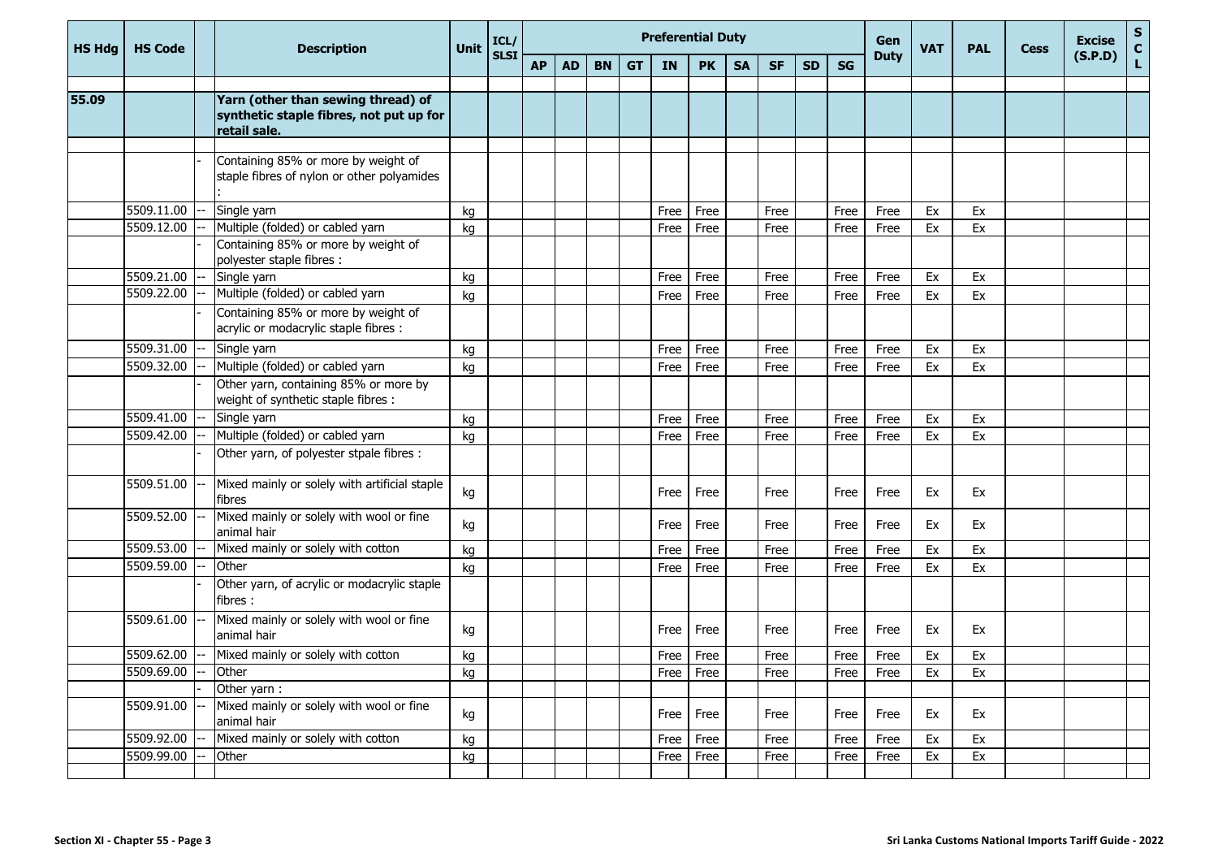| HS Hdg | HS Code | | Description | Unit | ICL/ SLSI | Preferential Duty | | | | | | | | | | Gen Duty | VAT | PAL | Cess | Excise (S.P.D) | S C L |
|---|---|---|---|---|---|---|---|---|---|---|---|---|---|---|---|---|---|---|---|---|---|
| | | | | | | AP | AD | BN | GT | IN | PK | SA | SF | SD | SG | | | | | | |
| 55.09 | | | **Yarn (other than sewing thread) of synthetic staple fibres, not put up for retail sale.** | | | | | | | | | | | | | | | | | | |
| | | - | Containing 85% or more by weight of staple fibres of nylon or other polyamides : | | | | | | | | | | | | | | | | | | |
| | 5509.11.00 | -- | Single yarn | kg | | | | | | Free | Free | | Free | | Free | Free | Ex | Ex | | | |
| | 5509.12.00 | -- | Multiple (folded) or cabled yarn | kg | | | | | | Free | Free | | Free | | Free | Free | Ex | Ex | | | |
| | | - | Containing 85% or more by weight of polyester staple fibres : | | | | | | | | | | | | | | | | | | |
| | 5509.21.00 | -- | Single yarn | kg | | | | | | Free | Free | | Free | | Free | Free | Ex | Ex | | | |
| | 5509.22.00 | -- | Multiple (folded) or cabled yarn | kg | | | | | | Free | Free | | Free | | Free | Free | Ex | Ex | | | |
| | | - | Containing 85% or more by weight of acrylic or modacrylic staple fibres : | | | | | | | | | | | | | | | | | | |
| | 5509.31.00 | -- | Single yarn | kg | | | | | | Free | Free | | Free | | Free | Free | Ex | Ex | | | |
| | 5509.32.00 | -- | Multiple (folded) or cabled yarn | kg | | | | | | Free | Free | | Free | | Free | Free | Ex | Ex | | | |
| | | - | Other yarn, containing 85% or more by weight of synthetic staple fibres : | | | | | | | | | | | | | | | | | | |
| | 5509.41.00 | -- | Single yarn | kg | | | | | | Free | Free | | Free | | Free | Free | Ex | Ex | | | |
| | 5509.42.00 | -- | Multiple (folded) or cabled yarn | kg | | | | | | Free | Free | | Free | | Free | Free | Ex | Ex | | | |
| | | - | Other yarn, of polyester stpale fibres : | | | | | | | | | | | | | | | | | | |
| | 5509.51.00 | -- | Mixed mainly or solely with artificial staple fibres | kg | | | | | | Free | Free | | Free | | Free | Free | Ex | Ex | | | |
| | 5509.52.00 | -- | Mixed mainly or solely with wool or fine animal hair | kg | | | | | | Free | Free | | Free | | Free | Free | Ex | Ex | | | |
| | 5509.53.00 | -- | Mixed mainly or solely with cotton | kg | | | | | | Free | Free | | Free | | Free | Free | Ex | Ex | | | |
| | 5509.59.00 | -- | Other | kg | | | | | | Free | Free | | Free | | Free | Free | Ex | Ex | | | |
| | | - | Other yarn, of acrylic or modacrylic staple fibres : | | | | | | | | | | | | | | | | | | |
| | 5509.61.00 | -- | Mixed mainly or solely with wool or fine animal hair | kg | | | | | | Free | Free | | Free | | Free | Free | Ex | Ex | | | |
| | 5509.62.00 | -- | Mixed mainly or solely with cotton | kg | | | | | | Free | Free | | Free | | Free | Free | Ex | Ex | | | |
| | 5509.69.00 | -- | Other | kg | | | | | | Free | Free | | Free | | Free | Free | Ex | Ex | | | |
| | | - | Other yarn : | | | | | | | | | | | | | | | | | | |
| | 5509.91.00 | -- | Mixed mainly or solely with wool or fine animal hair | kg | | | | | | Free | Free | | Free | | Free | Free | Ex | Ex | | | |
| | 5509.92.00 | -- | Mixed mainly or solely with cotton | kg | | | | | | Free | Free | | Free | | Free | Free | Ex | Ex | | | |
| | 5509.99.00 | -- | Other | kg | | | | | | Free | Free | | Free | | Free | Free | Ex | Ex | | | |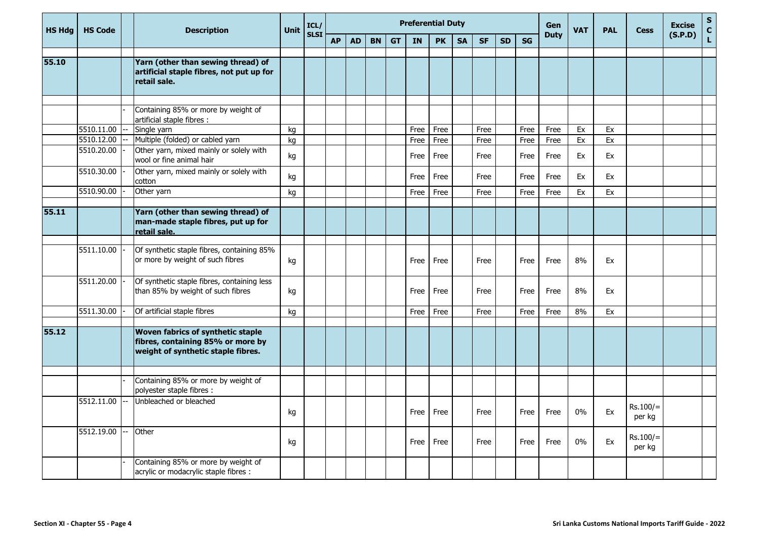| HS Hdg | HS Code | | Description | Unit | ICL/ SLSI | Preferential Duty | | | | | | | | | | Gen Duty | VAT | PAL | Cess | Excise (S.P.D) | S C L |
|---|---|---|---|---|---|---|---|---|---|---|---|---|---|---|---|---|---|---|---|---|---|
| | | | | | | AP | AD | BN | GT | IN | PK | SA | SF | SD | SG | | | | | | |
| **55.10** | | | **Yarn (other than sewing thread) of artificial staple fibres, not put up for retail sale.** | | | | | | | | | | | | | | | | | | |
| | | - | Containing 85% or more by weight of artificial staple fibres : | | | | | | | | | | | | | | | | | | |
| | 5510.11.00 | -- | Single yarn | kg | | | | | | Free | Free | | Free | | Free | Free | Ex | Ex | | | |
| | 5510.12.00 | -- | Multiple (folded) or cabled yarn | kg | | | | | | Free | Free | | Free | | Free | Free | Ex | Ex | | | |
| | 5510.20.00 | - | Other yarn, mixed mainly or solely with wool or fine animal hair | kg | | | | | | Free | Free | | Free | | Free | Free | Ex | Ex | | | |
| | 5510.30.00 | - | Other yarn, mixed mainly or solely with cotton | kg | | | | | | Free | Free | | Free | | Free | Free | Ex | Ex | | | |
| | 5510.90.00 | - | Other yarn | kg | | | | | | Free | Free | | Free | | Free | Free | Ex | Ex | | | |
| **55.11** | | | **Yarn (other than sewing thread) of man-made staple fibres, put up for retail sale.** | | | | | | | | | | | | | | | | | | |
| | 5511.10.00 | - | Of synthetic staple fibres, containing 85% or more by weight of such fibres | kg | | | | | | Free | Free | | Free | | Free | Free | 8% | Ex | | | |
| | 5511.20.00 | - | Of synthetic staple fibres, containing less than 85% by weight of such fibres | kg | | | | | | Free | Free | | Free | | Free | Free | 8% | Ex | | | |
| | 5511.30.00 | - | Of artificial staple fibres | kg | | | | | | Free | Free | | Free | | Free | Free | 8% | Ex | | | |
| **55.12** | | | **Woven fabrics of synthetic staple fibres, containing 85% or more by weight of synthetic staple fibres.** | | | | | | | | | | | | | | | | | | |
| | | - | Containing 85% or more by weight of polyester staple fibres : | | | | | | | | | | | | | | | | | | |
| | 5512.11.00 | -- | Unbleached or bleached | kg | | | | | | Free | Free | | Free | | Free | Free | 0% | Ex | Rs.100/= per kg | | |
| | 5512.19.00 | -- | Other | kg | | | | | | Free | Free | | Free | | Free | Free | 0% | Ex | Rs.100/= per kg | | |
| | | - | Containing 85% or more by weight of acrylic or modacrylic staple fibres : | | | | | | | | | | | | | | | | | | |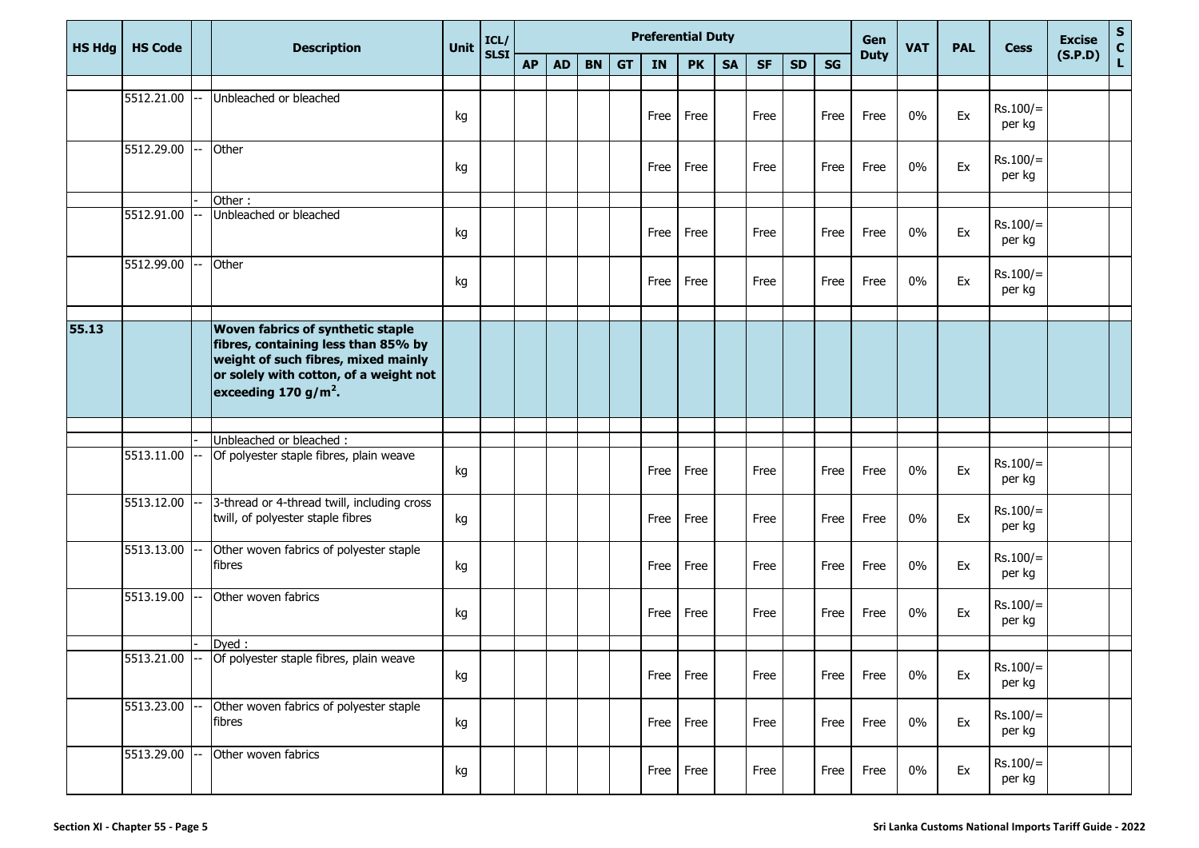| HS Hdg | HS Code | | Description | Unit | ICL/ SLSI | Preferential Duty | | | | | | | | | | Gen Duty | VAT | PAL | Cess | Excise (S.P.D) | S C L |
|---|---|---|---|---|---|---|---|---|---|---|---|---|---|---|---|---|---|---|---|---|---|
| | | | | | | AP | AD | BN | GT | IN | PK | SA | SF | SD | SG | | | | | | |
| | 5512.21.00 | -- | Unbleached or bleached | kg | | | | | | Free | Free | | Free | | Free | Free | 0% | Ex | Rs.100/= per kg | | |
| | 5512.29.00 | -- | Other | kg | | | | | | Free | Free | | Free | | Free | Free | 0% | Ex | Rs.100/= per kg | | |
| | | - | Other : | | | | | | | | | | | | | | | | | | |
| | 5512.91.00 | -- | Unbleached or bleached | kg | | | | | | Free | Free | | Free | | Free | Free | 0% | Ex | Rs.100/= per kg | | |
| | 5512.99.00 | -- | Other | kg | | | | | | Free | Free | | Free | | Free | Free | 0% | Ex | Rs.100/= per kg | | |
| **55.13** | | | **Woven fabrics of synthetic staple fibres, containing less than 85% by weight of such fibres, mixed mainly or solely with cotton, of a weight not exceeding 170 g/m².** | | | | | | | | | | | | | | | | | | |
| | | - | Unbleached or bleached : | | | | | | | | | | | | | | | | | | |
| | 5513.11.00 | -- | Of polyester staple fibres, plain weave | kg | | | | | | Free | Free | | Free | | Free | Free | 0% | Ex | Rs.100/= per kg | | |
| | 5513.12.00 | -- | 3-thread or 4-thread twill, including cross twill, of polyester staple fibres | kg | | | | | | Free | Free | | Free | | Free | Free | 0% | Ex | Rs.100/= per kg | | |
| | 5513.13.00 | -- | Other woven fabrics of polyester staple fibres | kg | | | | | | Free | Free | | Free | | Free | Free | 0% | Ex | Rs.100/= per kg | | |
| | 5513.19.00 | -- | Other woven fabrics | kg | | | | | | Free | Free | | Free | | Free | Free | 0% | Ex | Rs.100/= per kg | | |
| | | - | Dyed : | | | | | | | | | | | | | | | | | | |
| | 5513.21.00 | -- | Of polyester staple fibres, plain weave | kg | | | | | | Free | Free | | Free | | Free | Free | 0% | Ex | Rs.100/= per kg | | |
| | 5513.23.00 | -- | Other woven fabrics of polyester staple fibres | kg | | | | | | Free | Free | | Free | | Free | Free | 0% | Ex | Rs.100/= per kg | | |
| | 5513.29.00 | -- | Other woven fabrics | kg | | | | | | Free | Free | | Free | | Free | Free | 0% | Ex | Rs.100/= per kg | | |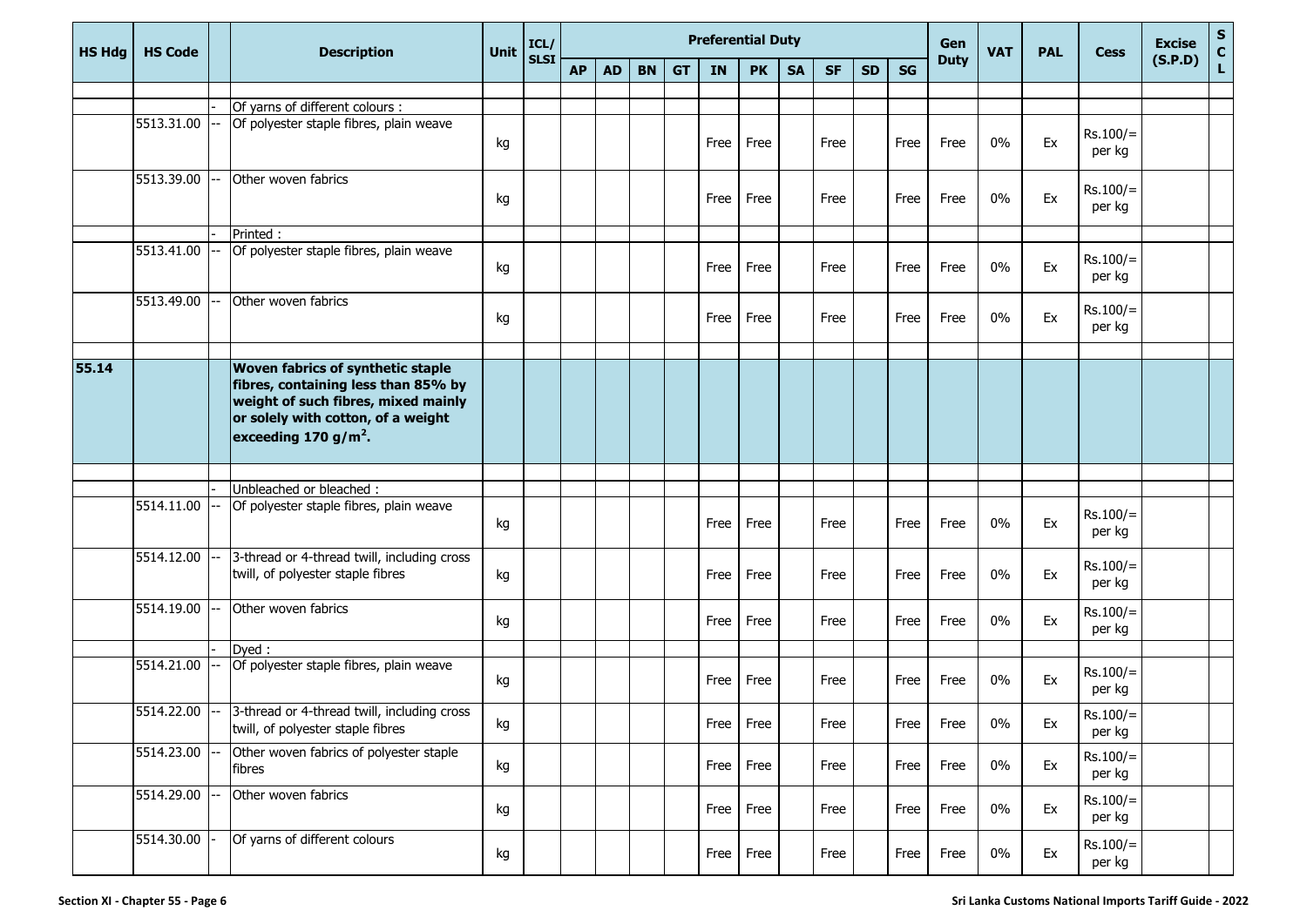| HS Hdg | HS Code | | Description | Unit | ICL/ SLSI | Preferential Duty | | | | | | | | | | Gen Duty | VAT | PAL | Cess | Excise (S.P.D) | S C L |
|---|---|---|---|---|---|---|---|---|---|---|---|---|---|---|---|---|---|---|---|---|---|
| | | | | | | AP | AD | BN | GT | IN | PK | SA | SF | SD | SG | | | | | | |
| | | | | | | | | | | | | | | | | | | | | | |
| | | - | Of yarns of different colours : | | | | | | | | | | | | | | | | | | |
| | 5513.31.00 | -- | Of polyester staple fibres, plain weave | kg | | | | | | Free | Free | | Free | | Free | Free | 0% | Ex | Rs.100/= per kg | | |
| | 5513.39.00 | -- | Other woven fabrics | kg | | | | | | Free | Free | | Free | | Free | Free | 0% | Ex | Rs.100/= per kg | | |
| | | - | Printed : | | | | | | | | | | | | | | | | | | |
| | 5513.41.00 | -- | Of polyester staple fibres, plain weave | kg | | | | | | Free | Free | | Free | | Free | Free | 0% | Ex | Rs.100/= per kg | | |
| | 5513.49.00 | -- | Other woven fabrics | kg | | | | | | Free | Free | | Free | | Free | Free | 0% | Ex | Rs.100/= per kg | | |
| | | | | | | | | | | | | | | | | | | | | | |
| **55.14** | | | **Woven fabrics of synthetic staple fibres, containing less than 85% by weight of such fibres, mixed mainly or solely with cotton, of a weight exceeding 170 g/m$^2$.** | | | | | | | | | | | | | | | | | | |
| | | | | | | | | | | | | | | | | | | | | | |
| | | - | Unbleached or bleached : | | | | | | | | | | | | | | | | | | |
| | 5514.11.00 | -- | Of polyester staple fibres, plain weave | kg | | | | | | Free | Free | | Free | | Free | Free | 0% | Ex | Rs.100/= per kg | | |
| | 5514.12.00 | -- | 3-thread or 4-thread twill, including cross twill, of polyester staple fibres | kg | | | | | | Free | Free | | Free | | Free | Free | 0% | Ex | Rs.100/= per kg | | |
| | 5514.19.00 | -- | Other woven fabrics | kg | | | | | | Free | Free | | Free | | Free | Free | 0% | Ex | Rs.100/= per kg | | |
| | | - | Dyed : | | | | | | | | | | | | | | | | | | |
| | 5514.21.00 | -- | Of polyester staple fibres, plain weave | kg | | | | | | Free | Free | | Free | | Free | Free | 0% | Ex | Rs.100/= per kg | | |
| | 5514.22.00 | -- | 3-thread or 4-thread twill, including cross twill, of polyester staple fibres | kg | | | | | | Free | Free | | Free | | Free | Free | 0% | Ex | Rs.100/= per kg | | |
| | 5514.23.00 | -- | Other woven fabrics of polyester staple fibres | kg | | | | | | Free | Free | | Free | | Free | Free | 0% | Ex | Rs.100/= per kg | | |
| | 5514.29.00 | -- | Other woven fabrics | kg | | | | | | Free | Free | | Free | | Free | Free | 0% | Ex | Rs.100/= per kg | | |
| | 5514.30.00 | - | Of yarns of different colours | kg | | | | | | Free | Free | | Free | | Free | Free | 0% | Ex | Rs.100/= per kg | | |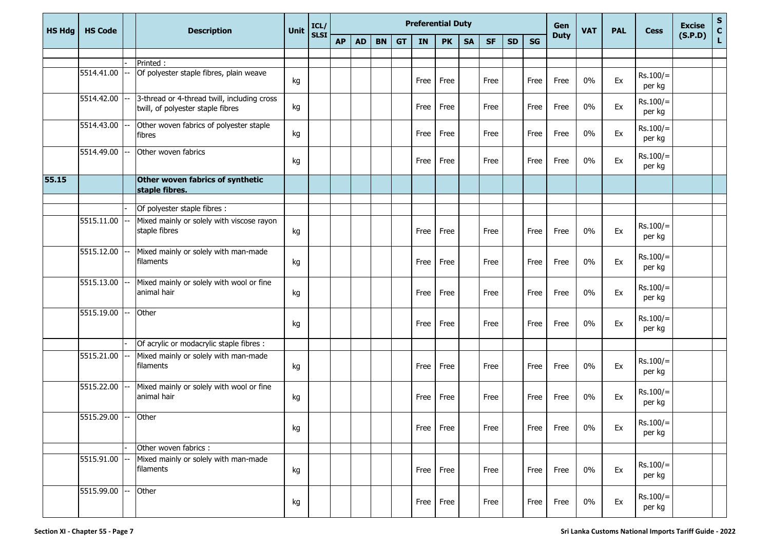| HS Hdg | HS Code | | Description | Unit | ICL/ SLSI | Preferential Duty | | | | | | | | | | Gen Duty | VAT | PAL | Cess | Excise (S.P.D) | S C L |
|---|---|---|---|---|---|---|---|---|---|---|---|---|---|---|---|---|---|---|---|---|---|
| | | | | | | AP | AD | BN | GT | IN | PK | SA | SF | SD | SG | | | | | | |
| | | | | | | | | | | | | | | | | | | | | | |
| | | - | Printed : | | | | | | | | | | | | | | | | | | |
| | 5514.41.00 | -- | Of polyester staple fibres, plain weave | kg | | | | | | Free | Free | | Free | | Free | Free | 0% | Ex | Rs.100/= per kg | | |
| | 5514.42.00 | -- | 3-thread or 4-thread twill, including cross twill, of polyester staple fibres | kg | | | | | | Free | Free | | Free | | Free | Free | 0% | Ex | Rs.100/= per kg | | |
| | 5514.43.00 | -- | Other woven fabrics of polyester staple fibres | kg | | | | | | Free | Free | | Free | | Free | Free | 0% | Ex | Rs.100/= per kg | | |
| | 5514.49.00 | -- | Other woven fabrics | kg | | | | | | Free | Free | | Free | | Free | Free | 0% | Ex | Rs.100/= per kg | | |
| **55.15** | | | **Other woven fabrics of synthetic staple fibres.** | | | | | | | | | | | | | | | | | | |
| | | | | | | | | | | | | | | | | | | | | | |
| | | - | Of polyester staple fibres : | | | | | | | | | | | | | | | | | | |
| | 5515.11.00 | -- | Mixed mainly or solely with viscose rayon staple fibres | kg | | | | | | Free | Free | | Free | | Free | Free | 0% | Ex | Rs.100/= per kg | | |
| | 5515.12.00 | -- | Mixed mainly or solely with man-made filaments | kg | | | | | | Free | Free | | Free | | Free | Free | 0% | Ex | Rs.100/= per kg | | |
| | 5515.13.00 | -- | Mixed mainly or solely with wool or fine animal hair | kg | | | | | | Free | Free | | Free | | Free | Free | 0% | Ex | Rs.100/= per kg | | |
| | 5515.19.00 | -- | Other | kg | | | | | | Free | Free | | Free | | Free | Free | 0% | Ex | Rs.100/= per kg | | |
| | | - | Of acrylic or modacrylic staple fibres : | | | | | | | | | | | | | | | | | | |
| | 5515.21.00 | -- | Mixed mainly or solely with man-made filaments | kg | | | | | | Free | Free | | Free | | Free | Free | 0% | Ex | Rs.100/= per kg | | |
| | 5515.22.00 | -- | Mixed mainly or solely with wool or fine animal hair | kg | | | | | | Free | Free | | Free | | Free | Free | 0% | Ex | Rs.100/= per kg | | |
| | 5515.29.00 | -- | Other | kg | | | | | | Free | Free | | Free | | Free | Free | 0% | Ex | Rs.100/= per kg | | |
| | | - | Other woven fabrics : | | | | | | | | | | | | | | | | | | |
| | 5515.91.00 | -- | Mixed mainly or solely with man-made filaments | kg | | | | | | Free | Free | | Free | | Free | Free | 0% | Ex | Rs.100/= per kg | | |
| | 5515.99.00 | -- | Other | kg | | | | | | Free | Free | | Free | | Free | Free | 0% | Ex | Rs.100/= per kg | | |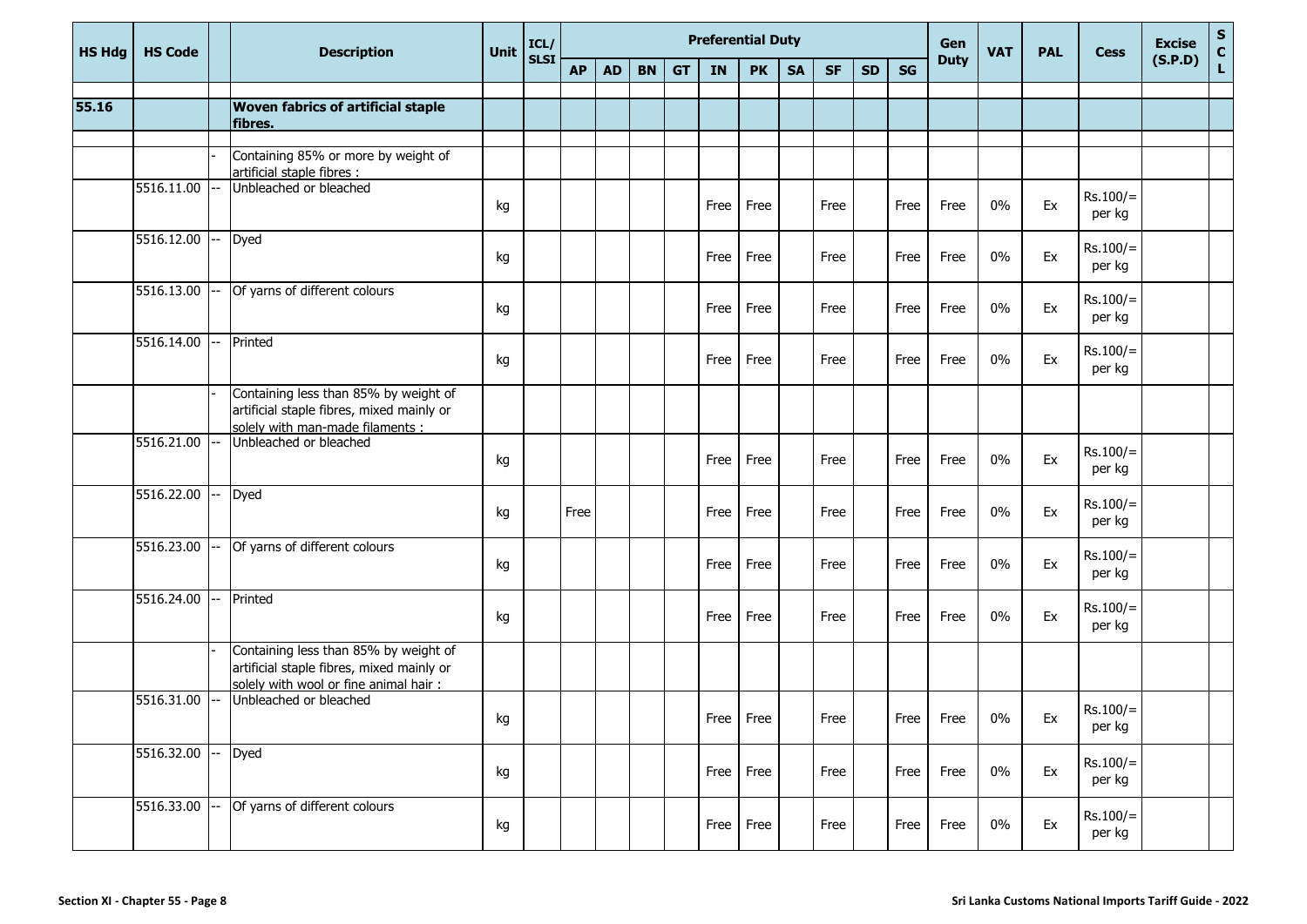| HS Hdg | HS Code | | Description | Unit | ICL/ SLSI | Preferential Duty | | | | | | | | | | Gen Duty | VAT | PAL | Cess | Excise (S.P.D) | SCL |
|---|---|---|---|---|---|---|---|---|---|---|---|---|---|---|---|---|---|---|---|---|---|
| | | | | | | AP | AD | BN | GT | IN | PK | SA | SF | SD | SG | | | | | | |
| 55.16 | | | **Woven fabrics of artificial staple fibres.** | | | | | | | | | | | | | | | | | | |
| | | - | Containing 85% or more by weight of artificial staple fibres : | | | | | | | | | | | | | | | | | | |
| | 5516.11.00 | -- | Unbleached or bleached | kg | | | | | | Free | Free | | Free | | Free | Free | 0% | Ex | Rs.100/= per kg | | |
| | 5516.12.00 | -- | Dyed | kg | | | | | | Free | Free | | Free | | Free | Free | 0% | Ex | Rs.100/= per kg | | |
| | 5516.13.00 | -- | Of yarns of different colours | kg | | | | | | Free | Free | | Free | | Free | Free | 0% | Ex | Rs.100/= per kg | | |
| | 5516.14.00 | -- | Printed | kg | | | | | | Free | Free | | Free | | Free | Free | 0% | Ex | Rs.100/= per kg | | |
| | | - | Containing less than 85% by weight of artificial staple fibres, mixed mainly or solely with man-made filaments : | | | | | | | | | | | | | | | | | | |
| | 5516.21.00 | -- | Unbleached or bleached | kg | | | | | | Free | Free | | Free | | Free | Free | 0% | Ex | Rs.100/= per kg | | |
| | 5516.22.00 | -- | Dyed | kg | | Free | | | | Free | Free | | Free | | Free | Free | 0% | Ex | Rs.100/= per kg | | |
| | 5516.23.00 | -- | Of yarns of different colours | kg | | | | | | Free | Free | | Free | | Free | Free | 0% | Ex | Rs.100/= per kg | | |
| | 5516.24.00 | -- | Printed | kg | | | | | | Free | Free | | Free | | Free | Free | 0% | Ex | Rs.100/= per kg | | |
| | | - | Containing less than 85% by weight of artificial staple fibres, mixed mainly or solely with wool or fine animal hair : | | | | | | | | | | | | | | | | | | |
| | 5516.31.00 | -- | Unbleached or bleached | kg | | | | | | Free | Free | | Free | | Free | Free | 0% | Ex | Rs.100/= per kg | | |
| | 5516.32.00 | -- | Dyed | kg | | | | | | Free | Free | | Free | | Free | Free | 0% | Ex | Rs.100/= per kg | | |
| | 5516.33.00 | -- | Of yarns of different colours | kg | | | | | | Free | Free | | Free | | Free | Free | 0% | Ex | Rs.100/= per kg | | |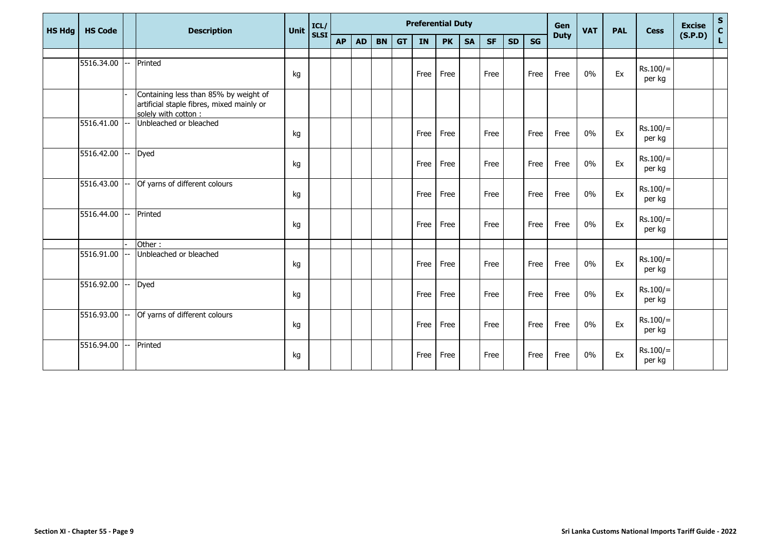| HS Hdg | HS Code | | Description | Unit | ICL/ SLSI | Preferential Duty | | | | | | | | | | Gen Duty | VAT | PAL | Cess | Excise (S.P.D) | S C L |
|---|---|---|---|---|---|---|---|---|---|---|---|---|---|---|---|---|---|---|---|---|---|
| | | | | | | AP | AD | BN | GT | IN | PK | SA | SF | SD | SG | | | | | | |
| | | | | | | | | | | | | | | | | | | | | | |
| | 5516.34.00 | -- | Printed | kg | | | | | | Free | Free | | Free | | Free | Free | 0% | Ex | Rs.100/= per kg | | |
| | | - | Containing less than 85% by weight of artificial staple fibres, mixed mainly or solely with cotton : | | | | | | | | | | | | | | | | | | |
| | 5516.41.00 | -- | Unbleached or bleached | kg | | | | | | Free | Free | | Free | | Free | Free | 0% | Ex | Rs.100/= per kg | | |
| | 5516.42.00 | -- | Dyed | kg | | | | | | Free | Free | | Free | | Free | Free | 0% | Ex | Rs.100/= per kg | | |
| | 5516.43.00 | -- | Of yarns of different colours | kg | | | | | | Free | Free | | Free | | Free | Free | 0% | Ex | Rs.100/= per kg | | |
| | 5516.44.00 | -- | Printed | kg | | | | | | Free | Free | | Free | | Free | Free | 0% | Ex | Rs.100/= per kg | | |
| | | - | Other : | | | | | | | | | | | | | | | | | | |
| | 5516.91.00 | -- | Unbleached or bleached | kg | | | | | | Free | Free | | Free | | Free | Free | 0% | Ex | Rs.100/= per kg | | |
| | 5516.92.00 | -- | Dyed | kg | | | | | | Free | Free | | Free | | Free | Free | 0% | Ex | Rs.100/= per kg | | |
| | 5516.93.00 | -- | Of yarns of different colours | kg | | | | | | Free | Free | | Free | | Free | Free | 0% | Ex | Rs.100/= per kg | | |
| | 5516.94.00 | -- | Printed | kg | | | | | | Free | Free | | Free | | Free | Free | 0% | Ex | Rs.100/= per kg | | |